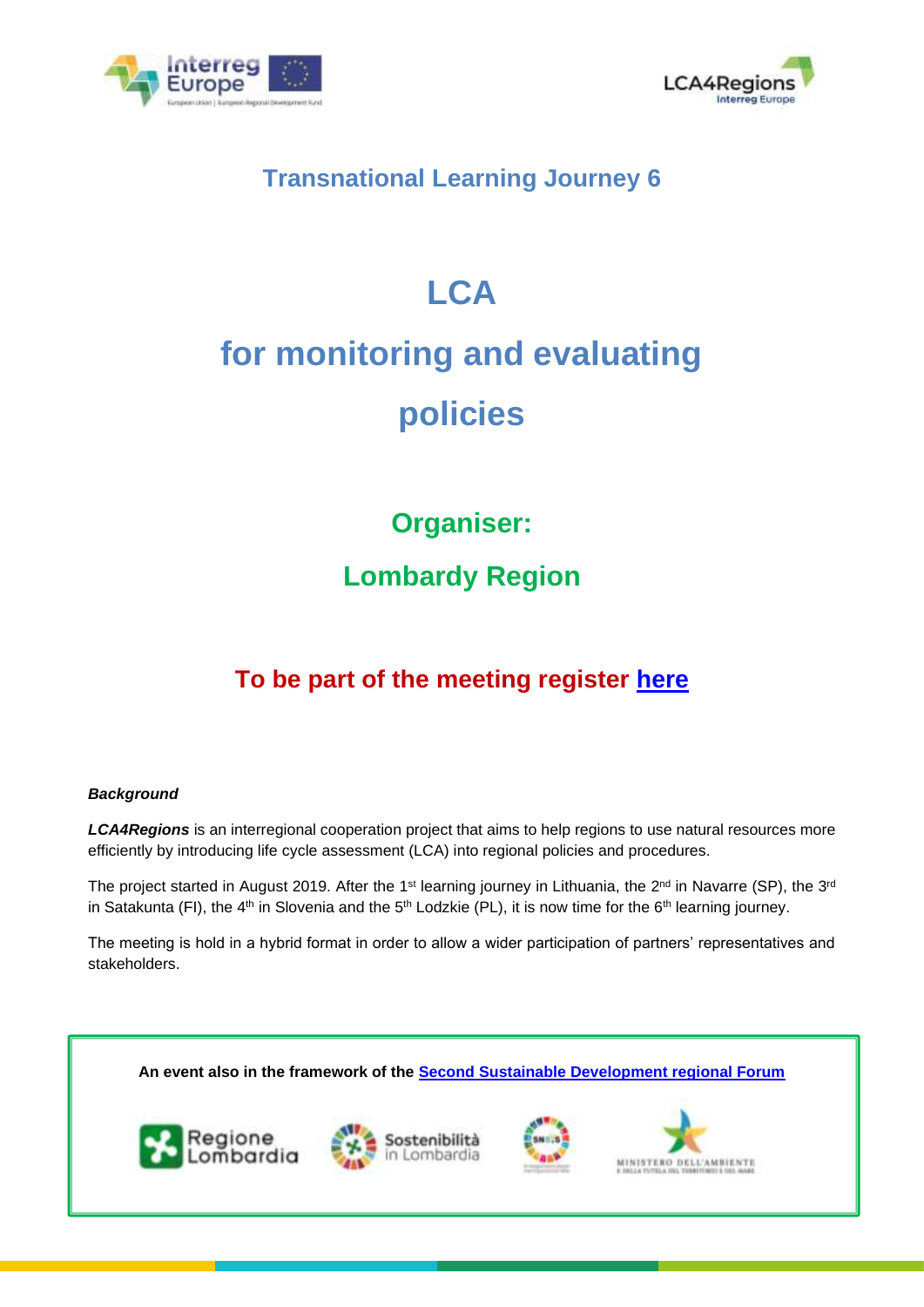## Transnational Learning Journey 6

# LCA for monitoring and evaluating policies

## Organiser: Lombardy Region

**To be part of the meeting register [here]**

***Background***

***LCA4Regions*** is an interregional cooperation project that aims to help regions to use natural resources more efficiently by introducing life cycle assessment (LCA) into regional policies and procedures.

The project started in August 2019. After the 1st learning journey in Lithuania, the 2nd in Navarre (SP), the 3rd in Satakunta (FI), the 4th in Slovenia and the 5th Lodzkie (PL), it is now time for the 6th learning journey.

The meeting is hold in a hybrid format in order to allow a wider participation of partners' representatives and stakeholders.

**An event also in the framework of the [Second Sustainable Development regional Forum]**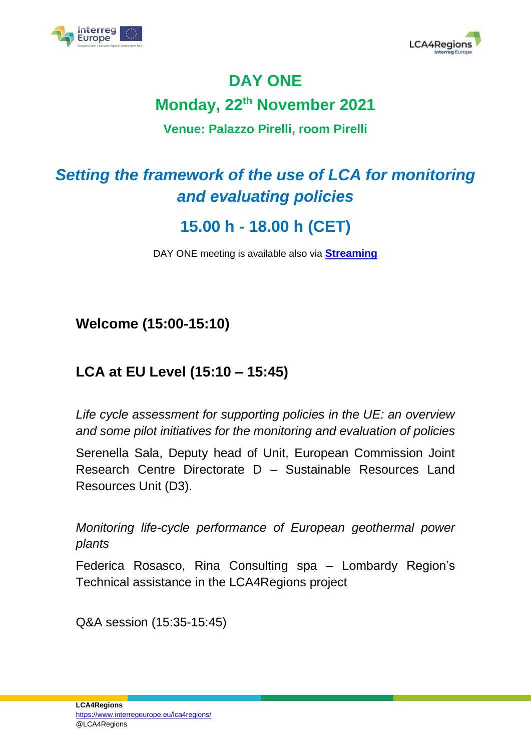# DAY ONE

## Monday, 22th November 2021

### Venue: Palazzo Pirelli, room Pirelli

## *Setting the framework of the use of LCA for monitoring and evaluating policies*

## 15.00 h - 18.00 h (CET)

DAY ONE meeting is available also via **Streaming**

### Welcome (15:00-15:10)

### LCA at EU Level (15:10 – 15:45)

*Life cycle assessment for supporting policies in the UE: an overview and some pilot initiatives for the monitoring and evaluation of policies*

Serenella Sala, Deputy head of Unit, European Commission Joint Research Centre Directorate D – Sustainable Resources Land Resources Unit (D3).

*Monitoring life-cycle performance of European geothermal power plants*

Federica Rosasco, Rina Consulting spa – Lombardy Region's Technical assistance in the LCA4Regions project

Q&A session (15:35-15:45)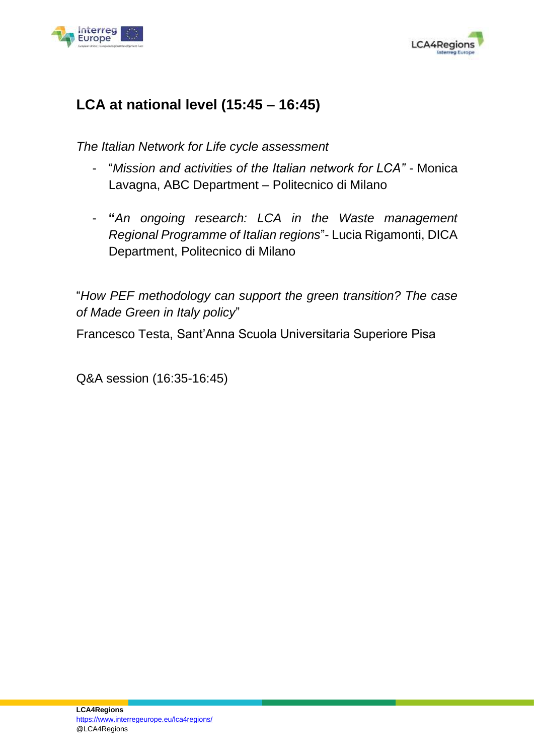## LCA at national level (15:45 – 16:45)

*The Italian Network for Life cycle assessment*

- "*Mission and activities of the Italian network for LCA"* - Monica Lavagna, ABC Department – Politecnico di Milano

- **"***An ongoing research: LCA in the Waste management Regional Programme of Italian regions*"- Lucia Rigamonti, DICA Department, Politecnico di Milano

"*How PEF methodology can support the green transition? The case of Made Green in Italy policy*"

Francesco Testa, Sant'Anna Scuola Universitaria Superiore Pisa

Q&A session (16:35-16:45)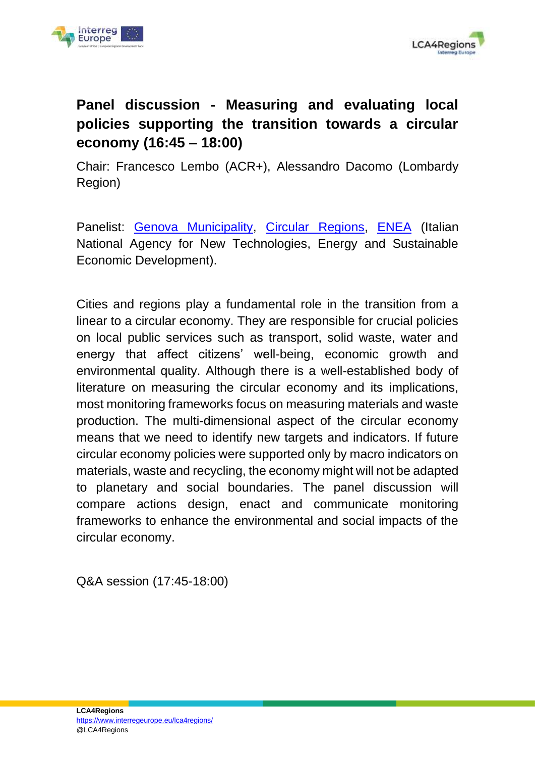## Panel discussion - Measuring and evaluating local policies supporting the transition towards a circular economy (16:45 – 18:00)

Chair: Francesco Lembo (ACR+), Alessandro Dacomo (Lombardy Region)

Panelist: Genova Municipality, Circular Regions, ENEA (Italian National Agency for New Technologies, Energy and Sustainable Economic Development).

Cities and regions play a fundamental role in the transition from a linear to a circular economy. They are responsible for crucial policies on local public services such as transport, solid waste, water and energy that affect citizens' well-being, economic growth and environmental quality. Although there is a well-established body of literature on measuring the circular economy and its implications, most monitoring frameworks focus on measuring materials and waste production. The multi-dimensional aspect of the circular economy means that we need to identify new targets and indicators. If future circular economy policies were supported only by macro indicators on materials, waste and recycling, the economy might will not be adapted to planetary and social boundaries. The panel discussion will compare actions design, enact and communicate monitoring frameworks to enhance the environmental and social impacts of the circular economy.

Q&A session (17:45-18:00)

**LCA4Regions**
https://www.interregeurope.eu/lca4regions/
@LCA4Regions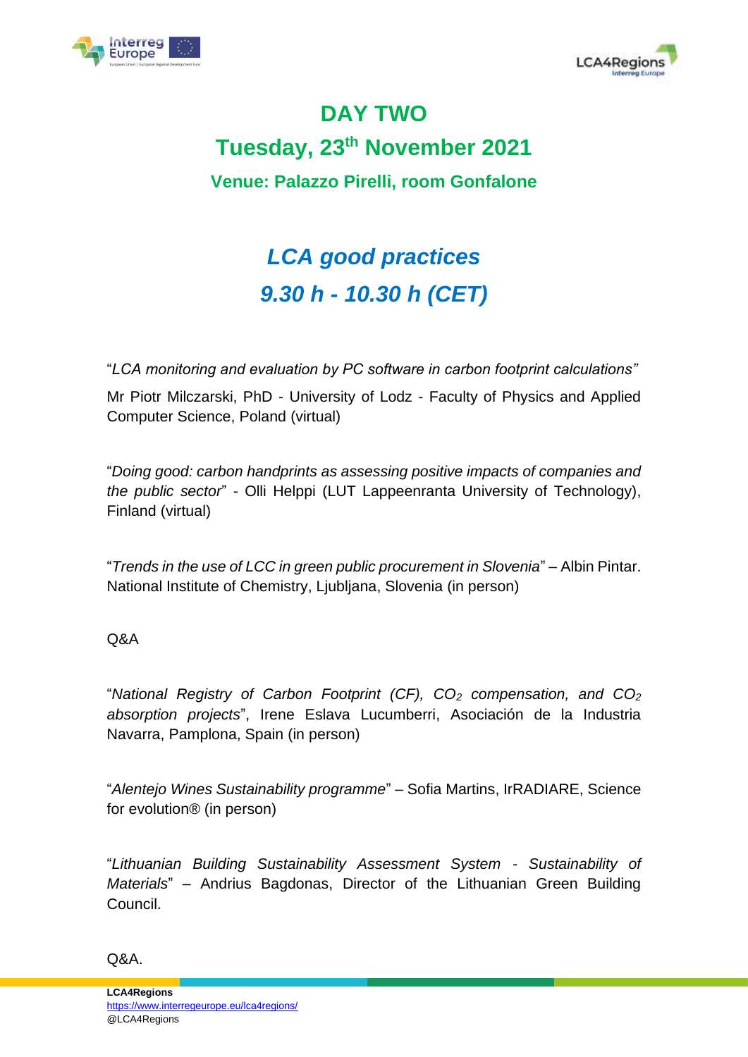# DAY TWO

## Tuesday, 23th November 2021

### Venue: Palazzo Pirelli, room Gonfalone

## *LCA good practices*

## *9.30 h - 10.30 h (CET)*

"*LCA monitoring and evaluation by PC software in carbon footprint calculations"*

Mr Piotr Milczarski, PhD - University of Lodz - Faculty of Physics and Applied Computer Science, Poland (virtual)

"*Doing good: carbon handprints as assessing positive impacts of companies and the public sector*" - Olli Helppi (LUT Lappeenranta University of Technology), Finland (virtual)

"*Trends in the use of LCC in green public procurement in Slovenia*" – Albin Pintar. National Institute of Chemistry, Ljubljana, Slovenia (in person)

Q&A

"*National Registry of Carbon Footprint (CF), $CO_2$ compensation, and $CO_2$ absorption projects*", Irene Eslava Lucumberri, Asociación de la Industria Navarra, Pamplona, Spain (in person)

"*Alentejo Wines Sustainability programme*" – Sofia Martins, IrRADIARE, Science for evolution® (in person)

"*Lithuanian Building Sustainability Assessment System - Sustainability of Materials*" – Andrius Bagdonas, Director of the Lithuanian Green Building Council.

Q&A.

**LCA4Regions**
https://www.interregeurope.eu/lca4regions/
@LCA4Regions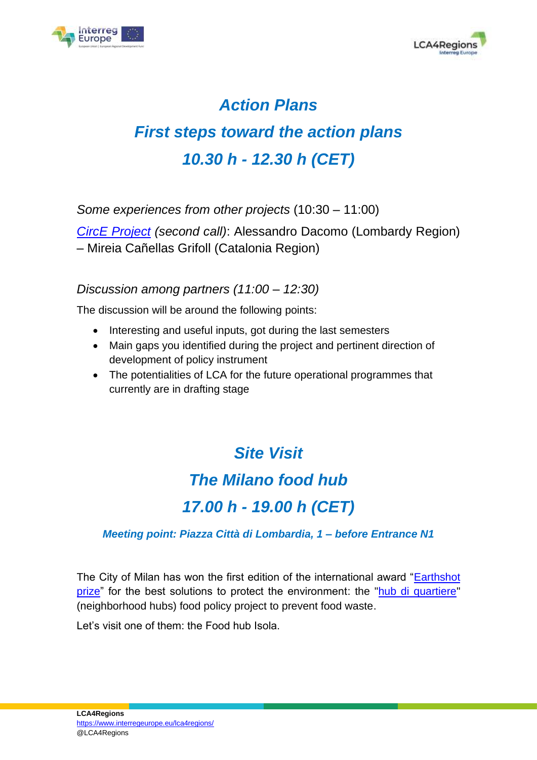## *Action Plans*

## *First steps toward the action plans*

## *10.30 h - 12.30 h (CET)*

*Some experiences from other projects* (10:30 – 11:00)

*CircE Project* *(second call)*: Alessandro Dacomo (Lombardy Region) – Mireia Cañellas Grifoll (Catalonia Region)

*Discussion among partners (11:00 – 12:30)*

The discussion will be around the following points:

- Interesting and useful inputs, got during the last semesters
- Main gaps you identified during the project and pertinent direction of development of policy instrument
- The potentialities of LCA for the future operational programmes that currently are in drafting stage

## *Site Visit*

## *The Milano food hub*

## *17.00 h - 19.00 h (CET)*

***Meeting point: Piazza Città di Lombardia, 1 – before Entrance N1***

The City of Milan has won the first edition of the international award "Earthshot prize" for the best solutions to protect the environment: the "hub di quartiere" (neighborhood hubs) food policy project to prevent food waste.

Let's visit one of them: the Food hub Isola.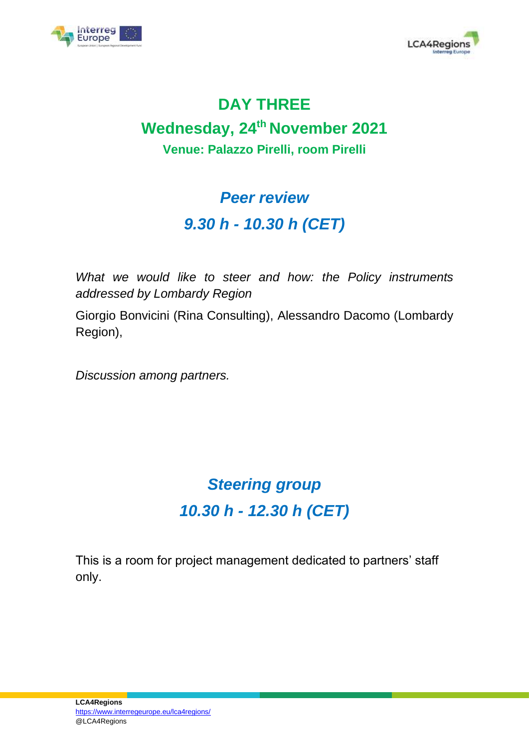# DAY THREE

## Wednesday, 24th November 2021

### Venue: Palazzo Pirelli, room Pirelli

## *Peer review*

## *9.30 h - 10.30 h (CET)*

*What we would like to steer and how: the Policy instruments addressed by Lombardy Region*

Giorgio Bonvicini (Rina Consulting), Alessandro Dacomo (Lombardy Region),

*Discussion among partners.*

## *Steering group*

## *10.30 h - 12.30 h (CET)*

This is a room for project management dedicated to partners' staff only.